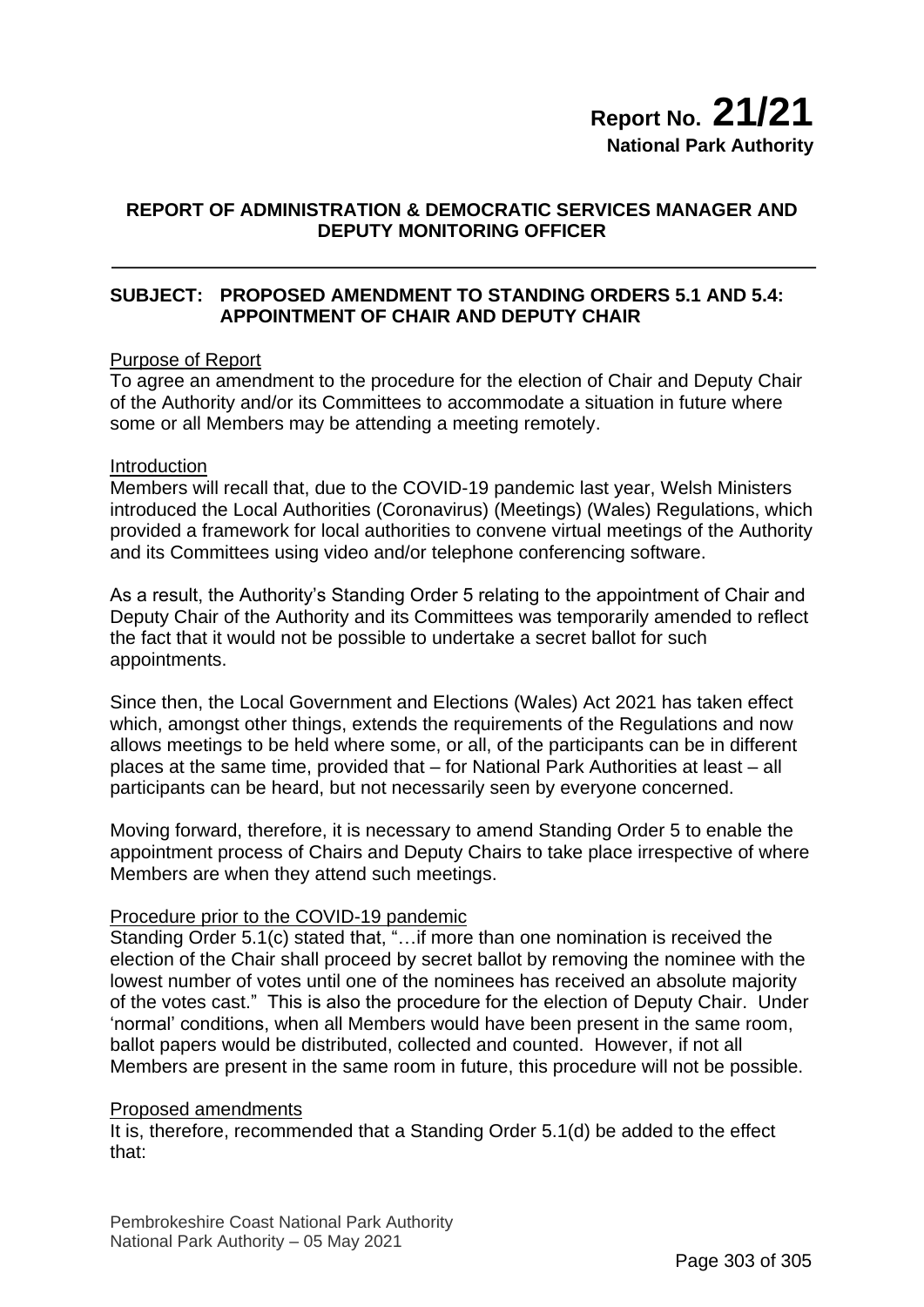# Report No. 21/21

**National Park Authority**

**REPORT OF ADMINISTRATION & DEMOCRATIC SERVICES MANAGER AND DEPUTY MONITORING OFFICER**

---

**SUBJECT: PROPOSED AMENDMENT TO STANDING ORDERS 5.1 AND 5.4: APPOINTMENT OF CHAIR AND DEPUTY CHAIR**

Purpose of Report

To agree an amendment to the procedure for the election of Chair and Deputy Chair of the Authority and/or its Committees to accommodate a situation in future where some or all Members may be attending a meeting remotely.

Introduction

Members will recall that, due to the COVID-19 pandemic last year, Welsh Ministers introduced the Local Authorities (Coronavirus) (Meetings) (Wales) Regulations, which provided a framework for local authorities to convene virtual meetings of the Authority and its Committees using video and/or telephone conferencing software.

As a result, the Authority's Standing Order 5 relating to the appointment of Chair and Deputy Chair of the Authority and its Committees was temporarily amended to reflect the fact that it would not be possible to undertake a secret ballot for such appointments.

Since then, the Local Government and Elections (Wales) Act 2021 has taken effect which, amongst other things, extends the requirements of the Regulations and now allows meetings to be held where some, or all, of the participants can be in different places at the same time, provided that – for National Park Authorities at least – all participants can be heard, but not necessarily seen by everyone concerned.

Moving forward, therefore, it is necessary to amend Standing Order 5 to enable the appointment process of Chairs and Deputy Chairs to take place irrespective of where Members are when they attend such meetings.

Procedure prior to the COVID-19 pandemic

Standing Order 5.1(c) stated that, "…if more than one nomination is received the election of the Chair shall proceed by secret ballot by removing the nominee with the lowest number of votes until one of the nominees has received an absolute majority of the votes cast." This is also the procedure for the election of Deputy Chair. Under 'normal' conditions, when all Members would have been present in the same room, ballot papers would be distributed, collected and counted. However, if not all Members are present in the same room in future, this procedure will not be possible.

Proposed amendments

It is, therefore, recommended that a Standing Order 5.1(d) be added to the effect that: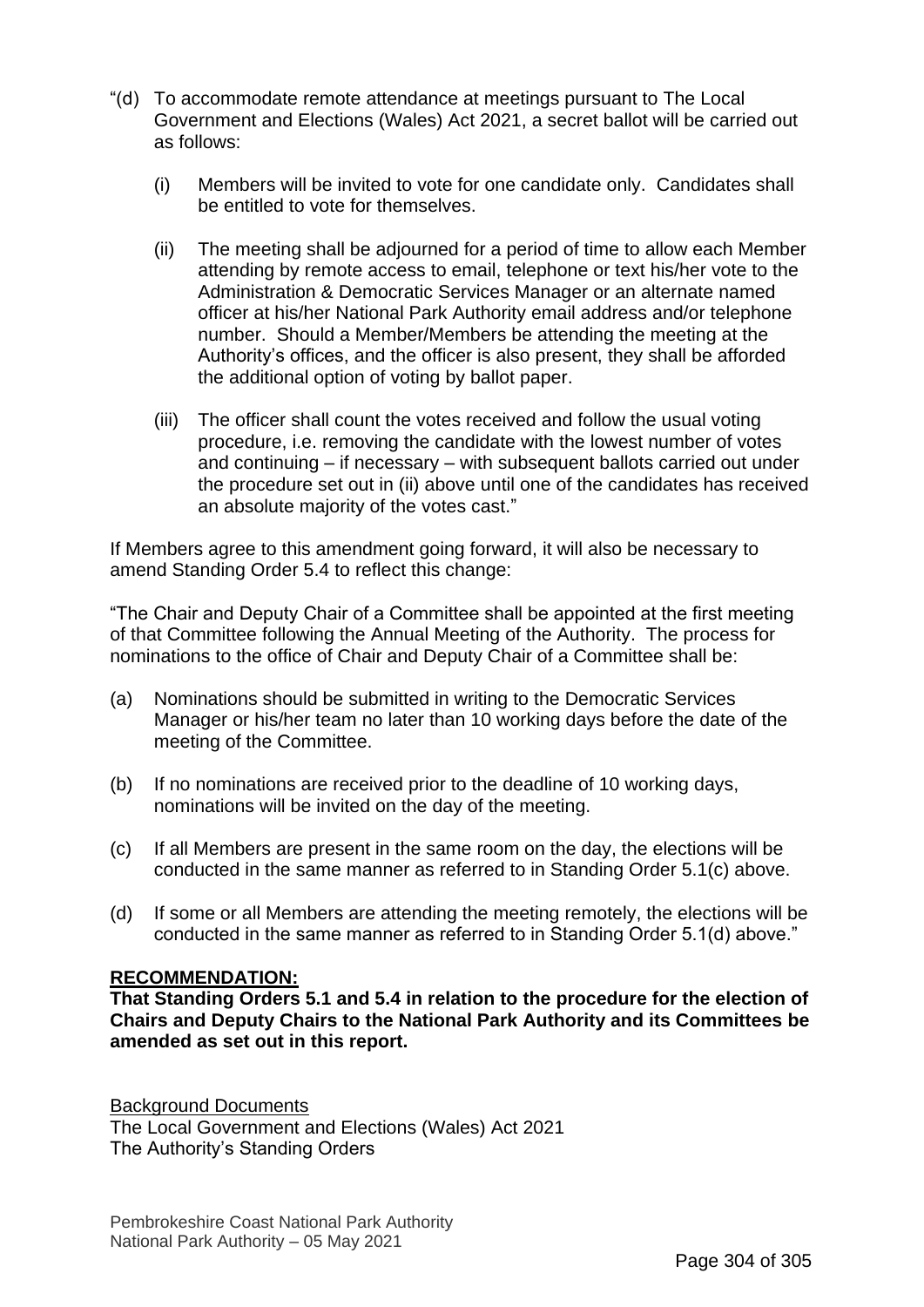"(d) To accommodate remote attendance at meetings pursuant to The Local Government and Elections (Wales) Act 2021, a secret ballot will be carried out as follows:

(i) Members will be invited to vote for one candidate only. Candidates shall be entitled to vote for themselves.

(ii) The meeting shall be adjourned for a period of time to allow each Member attending by remote access to email, telephone or text his/her vote to the Administration & Democratic Services Manager or an alternate named officer at his/her National Park Authority email address and/or telephone number. Should a Member/Members be attending the meeting at the Authority's offices, and the officer is also present, they shall be afforded the additional option of voting by ballot paper.

(iii) The officer shall count the votes received and follow the usual voting procedure, i.e. removing the candidate with the lowest number of votes and continuing – if necessary – with subsequent ballots carried out under the procedure set out in (ii) above until one of the candidates has received an absolute majority of the votes cast."

If Members agree to this amendment going forward, it will also be necessary to amend Standing Order 5.4 to reflect this change:

"The Chair and Deputy Chair of a Committee shall be appointed at the first meeting of that Committee following the Annual Meeting of the Authority. The process for nominations to the office of Chair and Deputy Chair of a Committee shall be:

(a) Nominations should be submitted in writing to the Democratic Services Manager or his/her team no later than 10 working days before the date of the meeting of the Committee.

(b) If no nominations are received prior to the deadline of 10 working days, nominations will be invited on the day of the meeting.

(c) If all Members are present in the same room on the day, the elections will be conducted in the same manner as referred to in Standing Order 5.1(c) above.

(d) If some or all Members are attending the meeting remotely, the elections will be conducted in the same manner as referred to in Standing Order 5.1(d) above."

**RECOMMENDATION:**
**That Standing Orders 5.1 and 5.4 in relation to the procedure for the election of Chairs and Deputy Chairs to the National Park Authority and its Committees be amended as set out in this report.**

Background Documents
The Local Government and Elections (Wales) Act 2021
The Authority's Standing Orders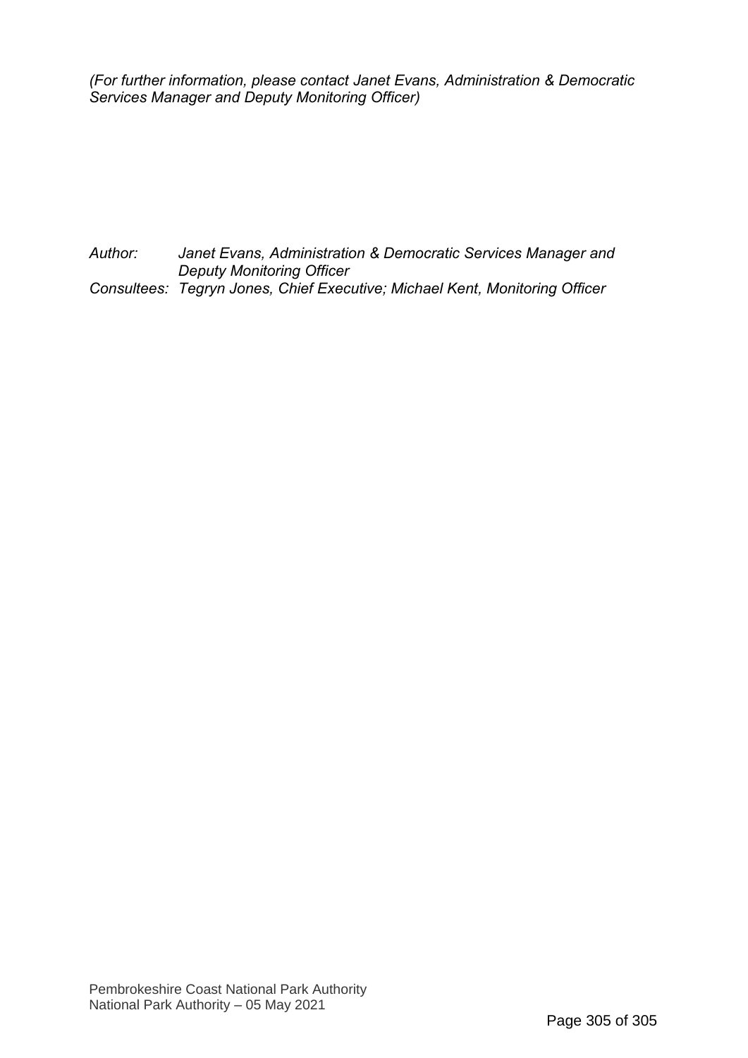*(For further information, please contact Janet Evans, Administration & Democratic Services Manager and Deputy Monitoring Officer)*

*Author: Janet Evans, Administration & Democratic Services Manager and Deputy Monitoring Officer*
*Consultees: Tegryn Jones, Chief Executive; Michael Kent, Monitoring Officer*